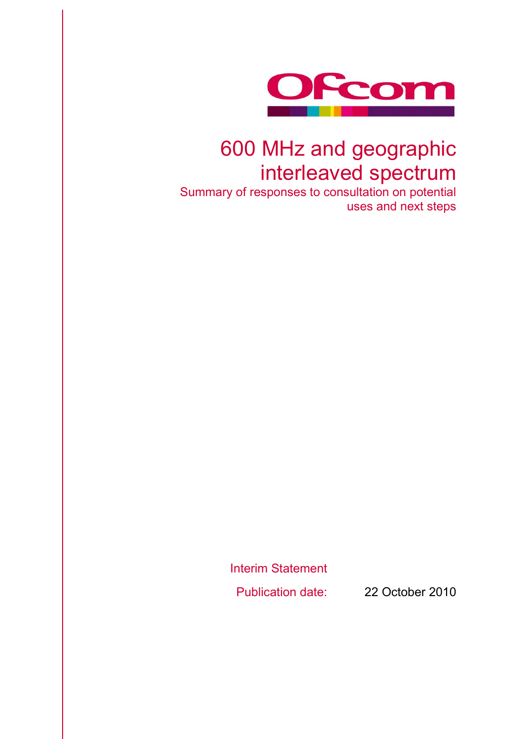Ofcom

# 600 MHz and geographic interleaved spectrum

Summary of responses to consultation on potential uses and next steps

Interim Statement

Publication date: 22 October 2010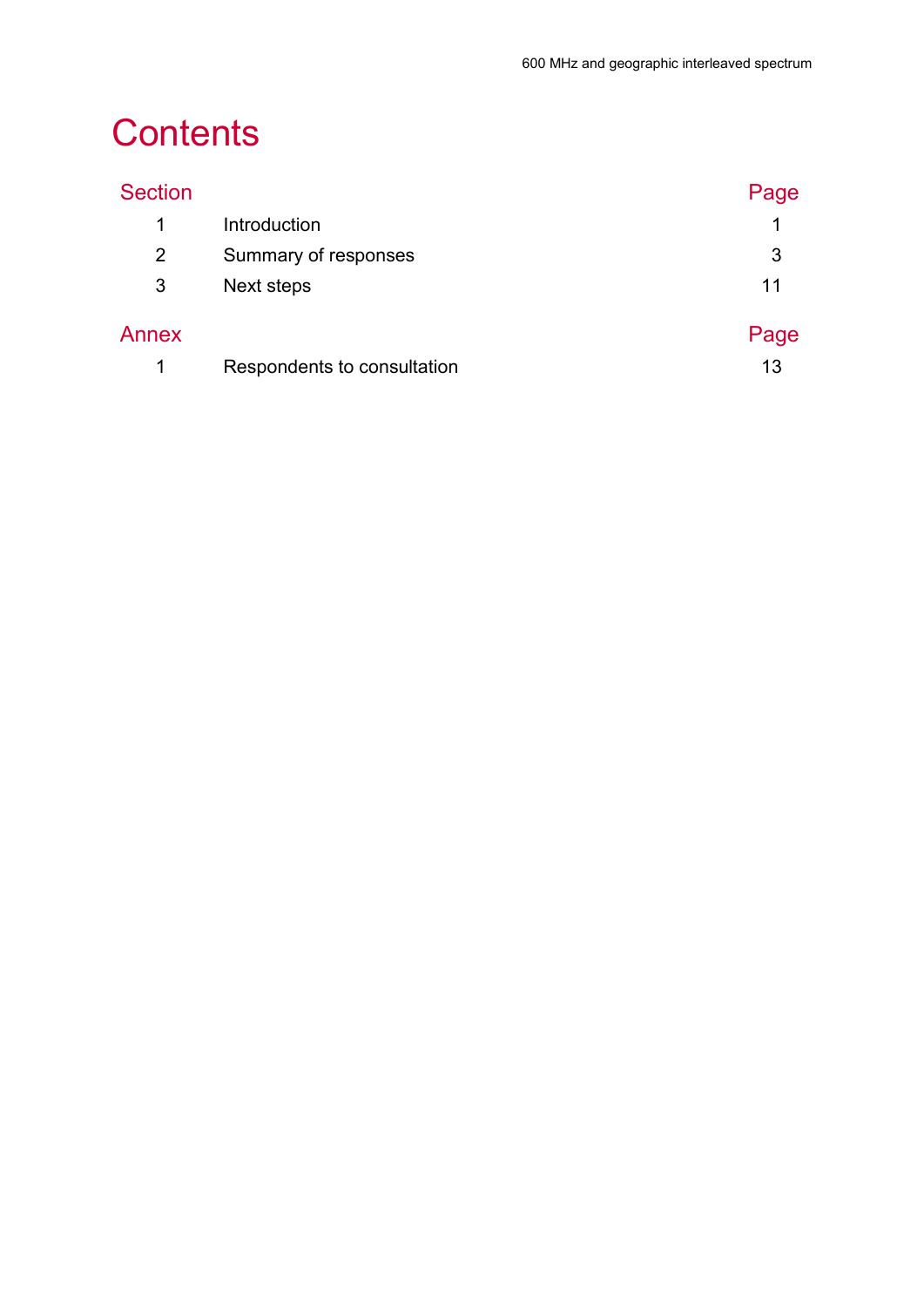# Contents

| Section | | Page |
|---|---|---|
| 1 | Introduction | 1 |
| 2 | Summary of responses | 3 |
| 3 | Next steps | 11 |

| Annex | | Page |
|---|---|---|
| 1 | Respondents to consultation | 13 |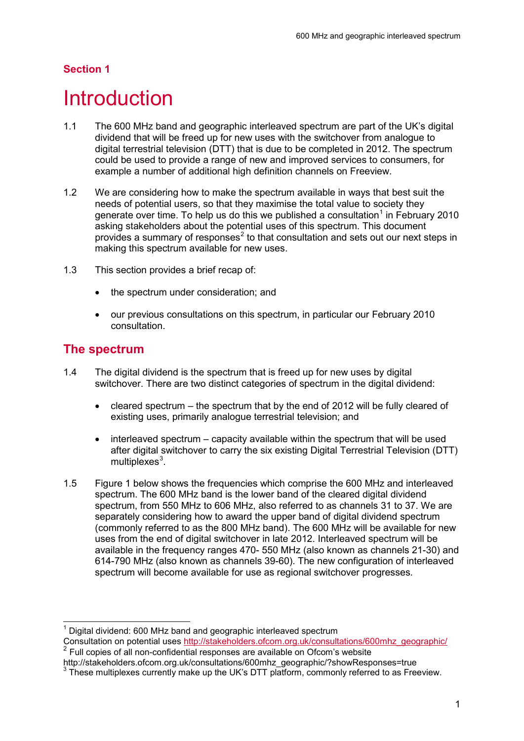## Section 1

# Introduction

1.1 The 600 MHz band and geographic interleaved spectrum are part of the UK's digital dividend that will be freed up for new uses with the switchover from analogue to digital terrestrial television (DTT) that is due to be completed in 2012. The spectrum could be used to provide a range of new and improved services to consumers, for example a number of additional high definition channels on Freeview.

1.2 We are considering how to make the spectrum available in ways that best suit the needs of potential users, so that they maximise the total value to society they generate over time. To help us do this we published a consultation[1] in February 2010 asking stakeholders about the potential uses of this spectrum. This document provides a summary of responses[2] to that consultation and sets out our next steps in making this spectrum available for new uses.

1.3 This section provides a brief recap of:

- the spectrum under consideration; and
- our previous consultations on this spectrum, in particular our February 2010 consultation.

## The spectrum

1.4 The digital dividend is the spectrum that is freed up for new uses by digital switchover. There are two distinct categories of spectrum in the digital dividend:

- cleared spectrum – the spectrum that by the end of 2012 will be fully cleared of existing uses, primarily analogue terrestrial television; and
- interleaved spectrum – capacity available within the spectrum that will be used after digital switchover to carry the six existing Digital Terrestrial Television (DTT) multiplexes[3].

1.5 Figure 1 below shows the frequencies which comprise the 600 MHz and interleaved spectrum. The 600 MHz band is the lower band of the cleared digital dividend spectrum, from 550 MHz to 606 MHz, also referred to as channels 31 to 37. We are separately considering how to award the upper band of digital dividend spectrum (commonly referred to as the 800 MHz band). The 600 MHz will be available for new uses from the end of digital switchover in late 2012. Interleaved spectrum will be available in the frequency ranges 470- 550 MHz (also known as channels 21-30) and 614-790 MHz (also known as channels 39-60). The new configuration of interleaved spectrum will become available for use as regional switchover progresses.

---

[1] Digital dividend: 600 MHz band and geographic interleaved spectrum Consultation on potential uses http://stakeholders.ofcom.org.uk/consultations/600mhz_geographic/

[2] Full copies of all non-confidential responses are available on Ofcom's website http://stakeholders.ofcom.org.uk/consultations/600mhz_geographic/?showResponses=true

[3] These multiplexes currently make up the UK's DTT platform, commonly referred to as Freeview.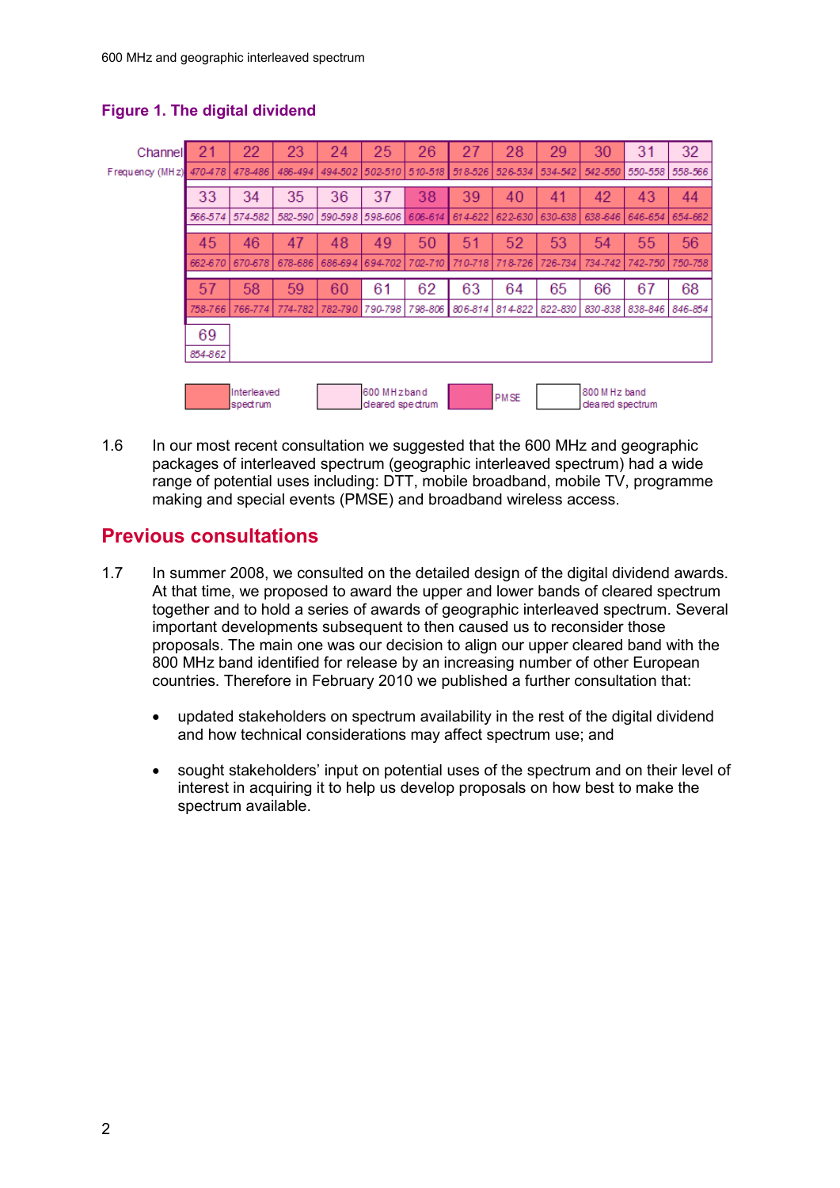**Figure 1. The digital dividend**

| Channel | 21 | 22 | 23 | 24 | 25 | 26 | 27 | 28 | 29 | 30 | 31 | 32 |
|---|---|---|---|---|---|---|---|---|---|---|---|---|
| Frequency (MHz) | 470-478 | 478-486 | 486-494 | 494-502 | 502-510 | 510-518 | 518-526 | 526-534 | 534-542 | 542-550 | 550-558 | 558-566 |
| | 33 | 34 | 35 | 36 | 37 | 38 | 39 | 40 | 41 | 42 | 43 | 44 |
| | 566-574 | 574-582 | 582-590 | 590-598 | 598-606 | 606-614 | 614-622 | 622-630 | 630-638 | 638-646 | 646-654 | 654-662 |
| | 45 | 46 | 47 | 48 | 49 | 50 | 51 | 52 | 53 | 54 | 55 | 56 |
| | 662-670 | 670-678 | 678-686 | 686-694 | 694-702 | 702-710 | 710-718 | 718-726 | 726-734 | 734-742 | 742-750 | 750-758 |
| | 57 | 58 | 59 | 60 | 61 | 62 | 63 | 64 | 65 | 66 | 67 | 68 |
| | 758-766 | 766-774 | 774-782 | 782-790 | 790-798 | 798-806 | 806-814 | 814-822 | 822-830 | 830-838 | 838-846 | 846-854 |
| | 69 | | | | | | | | | | | |
| | 854-862 | | | | | | | | | | | |

Key: Interleaved spectrum; 600 MHz band cleared spectrum; PMSE; 800 MHz band cleared spectrum

1.6 In our most recent consultation we suggested that the 600 MHz and geographic packages of interleaved spectrum (geographic interleaved spectrum) had a wide range of potential uses including: DTT, mobile broadband, mobile TV, programme making and special events (PMSE) and broadband wireless access.

## Previous consultations

1.7 In summer 2008, we consulted on the detailed design of the digital dividend awards. At that time, we proposed to award the upper and lower bands of cleared spectrum together and to hold a series of awards of geographic interleaved spectrum. Several important developments subsequent to then caused us to reconsider those proposals. The main one was our decision to align our upper cleared band with the 800 MHz band identified for release by an increasing number of other European countries. Therefore in February 2010 we published a further consultation that:

- updated stakeholders on spectrum availability in the rest of the digital dividend and how technical considerations may affect spectrum use; and
- sought stakeholders' input on potential uses of the spectrum and on their level of interest in acquiring it to help us develop proposals on how best to make the spectrum available.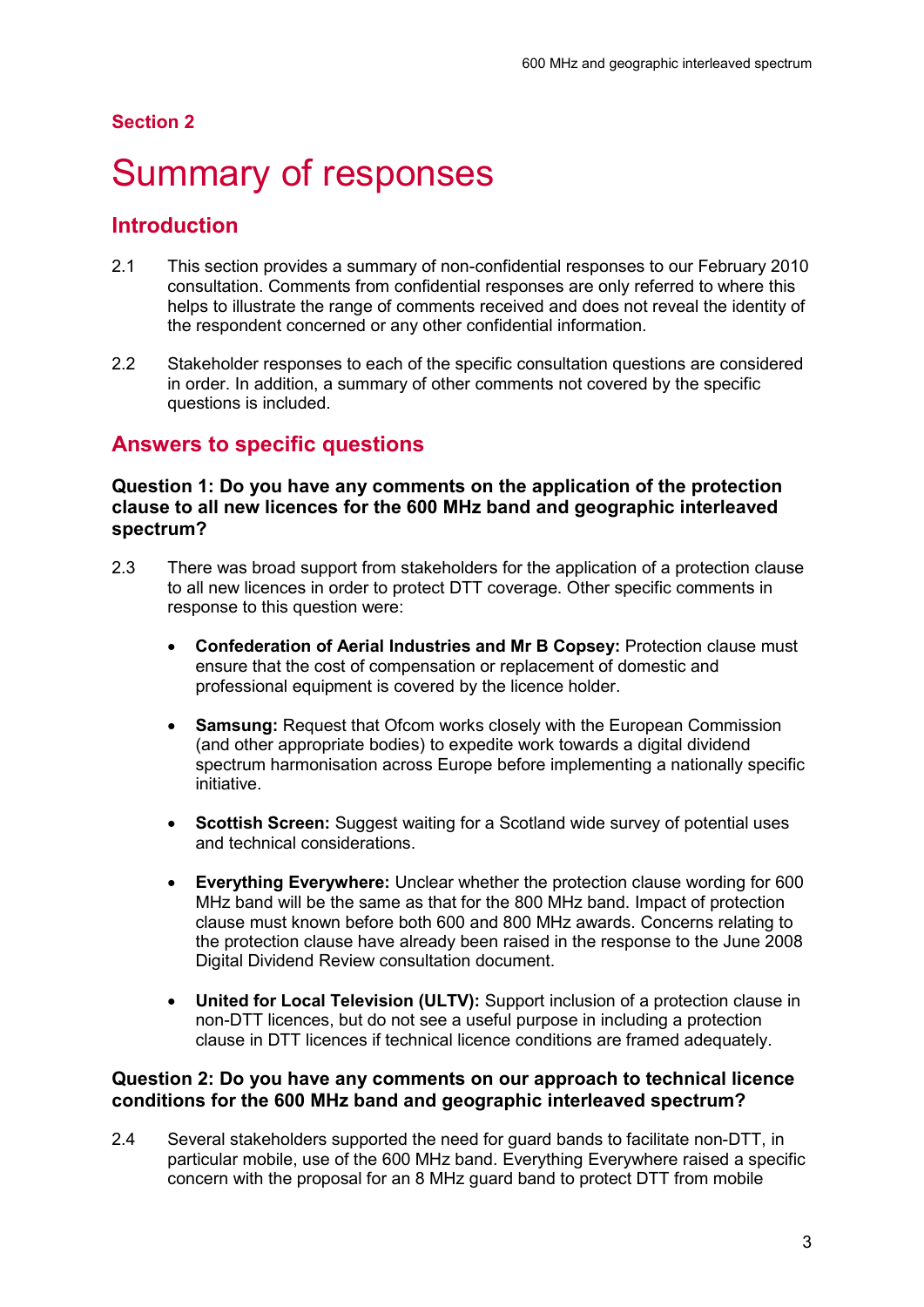## Section 2

# Summary of responses

## Introduction

2.1 This section provides a summary of non-confidential responses to our February 2010 consultation. Comments from confidential responses are only referred to where this helps to illustrate the range of comments received and does not reveal the identity of the respondent concerned or any other confidential information.

2.2 Stakeholder responses to each of the specific consultation questions are considered in order. In addition, a summary of other comments not covered by the specific questions is included.

## Answers to specific questions

### Question 1: Do you have any comments on the application of the protection clause to all new licences for the 600 MHz band and geographic interleaved spectrum?

2.3 There was broad support from stakeholders for the application of a protection clause to all new licences in order to protect DTT coverage. Other specific comments in response to this question were:

- **Confederation of Aerial Industries and Mr B Copsey:** Protection clause must ensure that the cost of compensation or replacement of domestic and professional equipment is covered by the licence holder.

- **Samsung:** Request that Ofcom works closely with the European Commission (and other appropriate bodies) to expedite work towards a digital dividend spectrum harmonisation across Europe before implementing a nationally specific initiative.

- **Scottish Screen:** Suggest waiting for a Scotland wide survey of potential uses and technical considerations.

- **Everything Everywhere:** Unclear whether the protection clause wording for 600 MHz band will be the same as that for the 800 MHz band. Impact of protection clause must known before both 600 and 800 MHz awards. Concerns relating to the protection clause have already been raised in the response to the June 2008 Digital Dividend Review consultation document.

- **United for Local Television (ULTV):** Support inclusion of a protection clause in non-DTT licences, but do not see a useful purpose in including a protection clause in DTT licences if technical licence conditions are framed adequately.

### Question 2: Do you have any comments on our approach to technical licence conditions for the 600 MHz band and geographic interleaved spectrum?

2.4 Several stakeholders supported the need for guard bands to facilitate non-DTT, in particular mobile, use of the 600 MHz band. Everything Everywhere raised a specific concern with the proposal for an 8 MHz guard band to protect DTT from mobile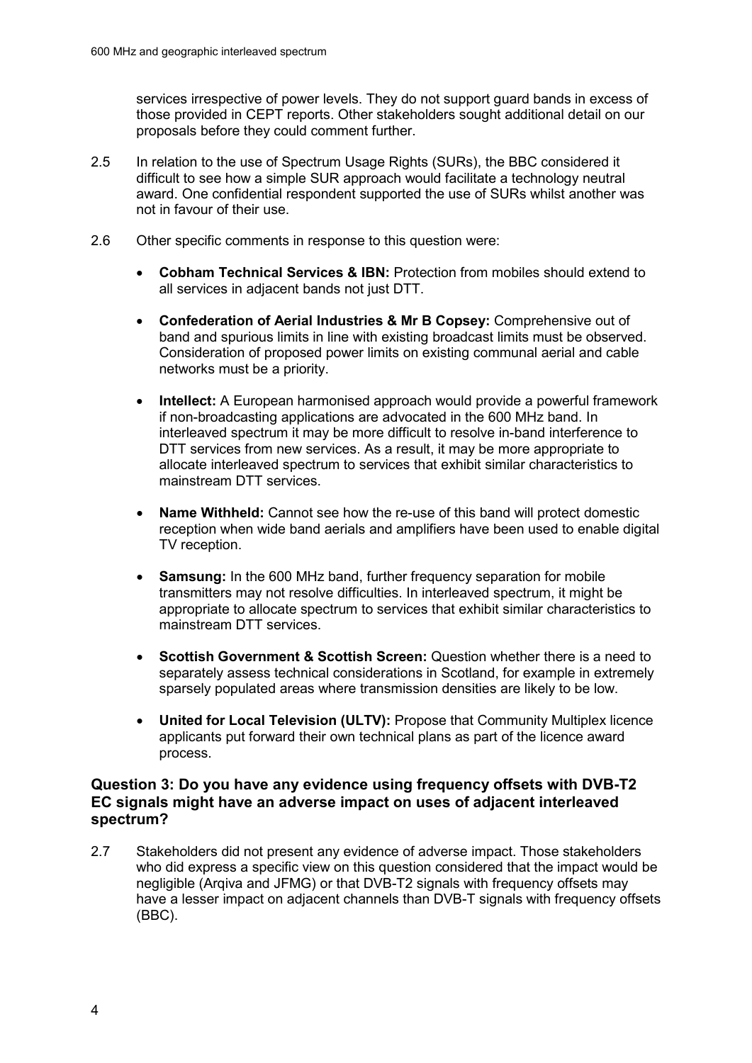services irrespective of power levels. They do not support guard bands in excess of those provided in CEPT reports. Other stakeholders sought additional detail on our proposals before they could comment further.

2.5 In relation to the use of Spectrum Usage Rights (SURs), the BBC considered it difficult to see how a simple SUR approach would facilitate a technology neutral award. One confidential respondent supported the use of SURs whilst another was not in favour of their use.

2.6 Other specific comments in response to this question were:

- **Cobham Technical Services & IBN:** Protection from mobiles should extend to all services in adjacent bands not just DTT.
- **Confederation of Aerial Industries & Mr B Copsey:** Comprehensive out of band and spurious limits in line with existing broadcast limits must be observed. Consideration of proposed power limits on existing communal aerial and cable networks must be a priority.
- **Intellect:** A European harmonised approach would provide a powerful framework if non-broadcasting applications are advocated in the 600 MHz band. In interleaved spectrum it may be more difficult to resolve in-band interference to DTT services from new services. As a result, it may be more appropriate to allocate interleaved spectrum to services that exhibit similar characteristics to mainstream DTT services.
- **Name Withheld:** Cannot see how the re-use of this band will protect domestic reception when wide band aerials and amplifiers have been used to enable digital TV reception.
- **Samsung:** In the 600 MHz band, further frequency separation for mobile transmitters may not resolve difficulties. In interleaved spectrum, it might be appropriate to allocate spectrum to services that exhibit similar characteristics to mainstream DTT services.
- **Scottish Government & Scottish Screen:** Question whether there is a need to separately assess technical considerations in Scotland, for example in extremely sparsely populated areas where transmission densities are likely to be low.
- **United for Local Television (ULTV):** Propose that Community Multiplex licence applicants put forward their own technical plans as part of the licence award process.

### Question 3: Do you have any evidence using frequency offsets with DVB-T2 EC signals might have an adverse impact on uses of adjacent interleaved spectrum?

2.7 Stakeholders did not present any evidence of adverse impact. Those stakeholders who did express a specific view on this question considered that the impact would be negligible (Arqiva and JFMG) or that DVB-T2 signals with frequency offsets may have a lesser impact on adjacent channels than DVB-T signals with frequency offsets (BBC).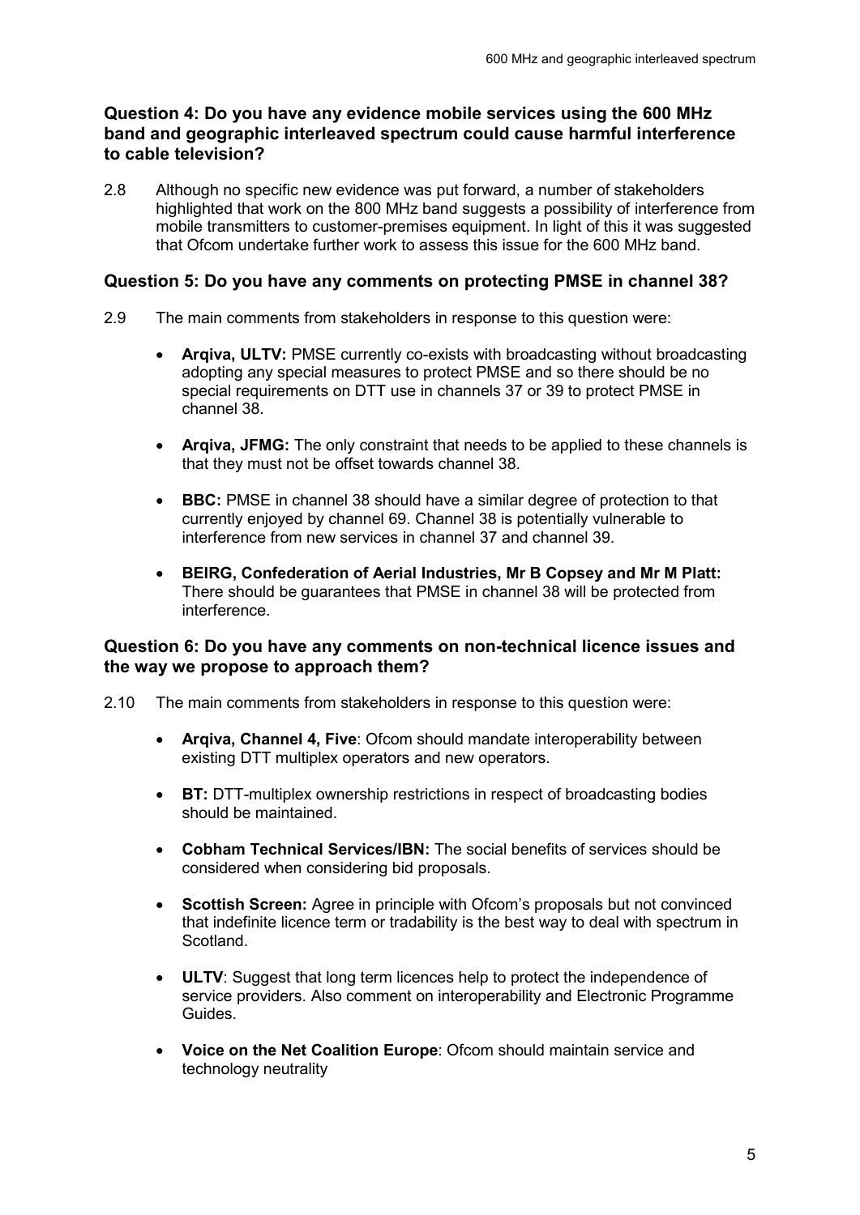### Question 4: Do you have any evidence mobile services using the 600 MHz band and geographic interleaved spectrum could cause harmful interference to cable television?

2.8 Although no specific new evidence was put forward, a number of stakeholders highlighted that work on the 800 MHz band suggests a possibility of interference from mobile transmitters to customer-premises equipment. In light of this it was suggested that Ofcom undertake further work to assess this issue for the 600 MHz band.

### Question 5: Do you have any comments on protecting PMSE in channel 38?

2.9 The main comments from stakeholders in response to this question were:

- **Arqiva, ULTV:** PMSE currently co-exists with broadcasting without broadcasting adopting any special measures to protect PMSE and so there should be no special requirements on DTT use in channels 37 or 39 to protect PMSE in channel 38.
- **Arqiva, JFMG:** The only constraint that needs to be applied to these channels is that they must not be offset towards channel 38.
- **BBC:** PMSE in channel 38 should have a similar degree of protection to that currently enjoyed by channel 69. Channel 38 is potentially vulnerable to interference from new services in channel 37 and channel 39.
- **BEIRG, Confederation of Aerial Industries, Mr B Copsey and Mr M Platt:** There should be guarantees that PMSE in channel 38 will be protected from interference.

### Question 6: Do you have any comments on non-technical licence issues and the way we propose to approach them?

2.10 The main comments from stakeholders in response to this question were:

- **Arqiva, Channel 4, Five**: Ofcom should mandate interoperability between existing DTT multiplex operators and new operators.
- **BT:** DTT-multiplex ownership restrictions in respect of broadcasting bodies should be maintained.
- **Cobham Technical Services/IBN:** The social benefits of services should be considered when considering bid proposals.
- **Scottish Screen:** Agree in principle with Ofcom's proposals but not convinced that indefinite licence term or tradability is the best way to deal with spectrum in Scotland.
- **ULTV**: Suggest that long term licences help to protect the independence of service providers. Also comment on interoperability and Electronic Programme Guides.
- **Voice on the Net Coalition Europe**: Ofcom should maintain service and technology neutrality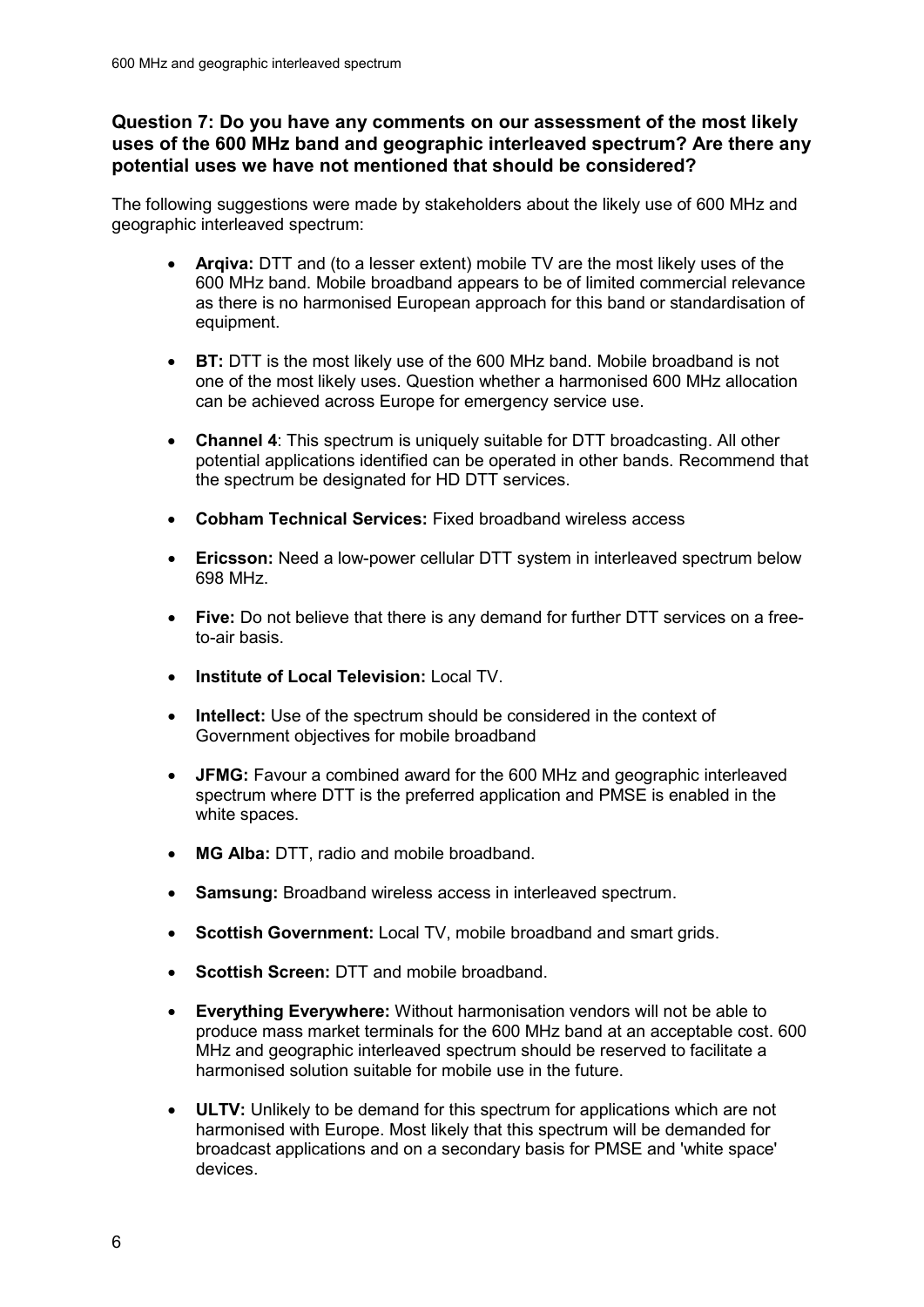### Question 7: Do you have any comments on our assessment of the most likely uses of the 600 MHz band and geographic interleaved spectrum? Are there any potential uses we have not mentioned that should be considered?

The following suggestions were made by stakeholders about the likely use of 600 MHz and geographic interleaved spectrum:

- **Arqiva:** DTT and (to a lesser extent) mobile TV are the most likely uses of the 600 MHz band. Mobile broadband appears to be of limited commercial relevance as there is no harmonised European approach for this band or standardisation of equipment.
- **BT:** DTT is the most likely use of the 600 MHz band. Mobile broadband is not one of the most likely uses. Question whether a harmonised 600 MHz allocation can be achieved across Europe for emergency service use.
- **Channel 4**: This spectrum is uniquely suitable for DTT broadcasting. All other potential applications identified can be operated in other bands. Recommend that the spectrum be designated for HD DTT services.
- **Cobham Technical Services:** Fixed broadband wireless access
- **Ericsson:** Need a low-power cellular DTT system in interleaved spectrum below 698 MHz.
- **Five:** Do not believe that there is any demand for further DTT services on a free-to-air basis.
- **Institute of Local Television:** Local TV.
- **Intellect:** Use of the spectrum should be considered in the context of Government objectives for mobile broadband
- **JFMG:** Favour a combined award for the 600 MHz and geographic interleaved spectrum where DTT is the preferred application and PMSE is enabled in the white spaces.
- **MG Alba:** DTT, radio and mobile broadband.
- **Samsung:** Broadband wireless access in interleaved spectrum.
- **Scottish Government:** Local TV, mobile broadband and smart grids.
- **Scottish Screen:** DTT and mobile broadband.
- **Everything Everywhere:** Without harmonisation vendors will not be able to produce mass market terminals for the 600 MHz band at an acceptable cost. 600 MHz and geographic interleaved spectrum should be reserved to facilitate a harmonised solution suitable for mobile use in the future.
- **ULTV:** Unlikely to be demand for this spectrum for applications which are not harmonised with Europe. Most likely that this spectrum will be demanded for broadcast applications and on a secondary basis for PMSE and 'white space' devices.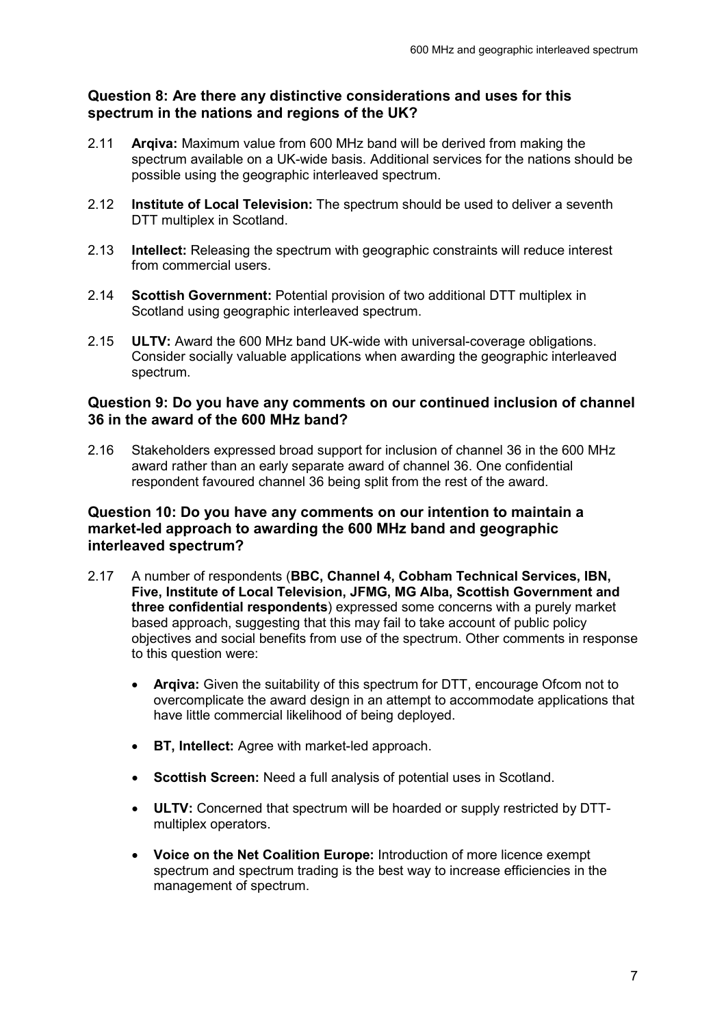### Question 8: Are there any distinctive considerations and uses for this spectrum in the nations and regions of the UK?

2.11 **Arqiva:** Maximum value from 600 MHz band will be derived from making the spectrum available on a UK-wide basis. Additional services for the nations should be possible using the geographic interleaved spectrum.

2.12 **Institute of Local Television:** The spectrum should be used to deliver a seventh DTT multiplex in Scotland.

2.13 **Intellect:** Releasing the spectrum with geographic constraints will reduce interest from commercial users.

2.14 **Scottish Government:** Potential provision of two additional DTT multiplex in Scotland using geographic interleaved spectrum.

2.15 **ULTV:** Award the 600 MHz band UK-wide with universal-coverage obligations. Consider socially valuable applications when awarding the geographic interleaved spectrum.

### Question 9: Do you have any comments on our continued inclusion of channel 36 in the award of the 600 MHz band?

2.16 Stakeholders expressed broad support for inclusion of channel 36 in the 600 MHz award rather than an early separate award of channel 36. One confidential respondent favoured channel 36 being split from the rest of the award.

### Question 10: Do you have any comments on our intention to maintain a market-led approach to awarding the 600 MHz band and geographic interleaved spectrum?

2.17 A number of respondents (**BBC, Channel 4, Cobham Technical Services, IBN, Five, Institute of Local Television, JFMG, MG Alba, Scottish Government and three confidential respondents**) expressed some concerns with a purely market based approach, suggesting that this may fail to take account of public policy objectives and social benefits from use of the spectrum. Other comments in response to this question were:

- **Arqiva:** Given the suitability of this spectrum for DTT, encourage Ofcom not to overcomplicate the award design in an attempt to accommodate applications that have little commercial likelihood of being deployed.

- **BT, Intellect:** Agree with market-led approach.

- **Scottish Screen:** Need a full analysis of potential uses in Scotland.

- **ULTV:** Concerned that spectrum will be hoarded or supply restricted by DTT-multiplex operators.

- **Voice on the Net Coalition Europe:** Introduction of more licence exempt spectrum and spectrum trading is the best way to increase efficiencies in the management of spectrum.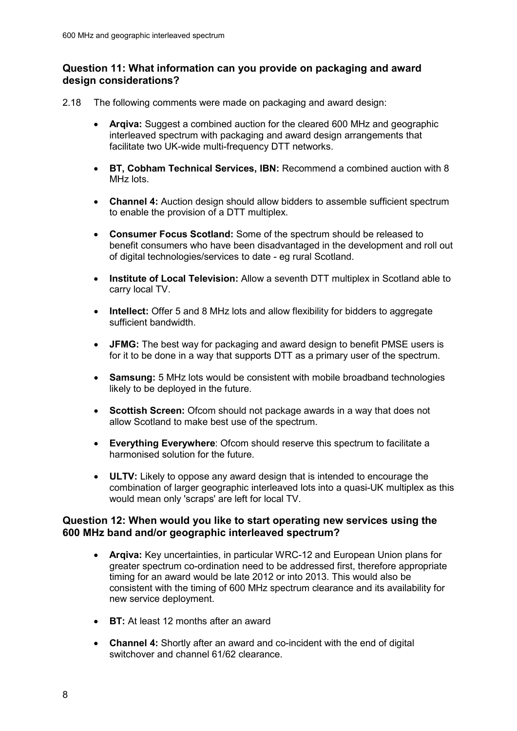### Question 11: What information can you provide on packaging and award design considerations?

2.18 The following comments were made on packaging and award design:

- **Arqiva:** Suggest a combined auction for the cleared 600 MHz and geographic interleaved spectrum with packaging and award design arrangements that facilitate two UK-wide multi-frequency DTT networks.
- **BT, Cobham Technical Services, IBN:** Recommend a combined auction with 8 MHz lots.
- **Channel 4:** Auction design should allow bidders to assemble sufficient spectrum to enable the provision of a DTT multiplex.
- **Consumer Focus Scotland:** Some of the spectrum should be released to benefit consumers who have been disadvantaged in the development and roll out of digital technologies/services to date - eg rural Scotland.
- **Institute of Local Television:** Allow a seventh DTT multiplex in Scotland able to carry local TV.
- **Intellect:** Offer 5 and 8 MHz lots and allow flexibility for bidders to aggregate sufficient bandwidth.
- **JFMG:** The best way for packaging and award design to benefit PMSE users is for it to be done in a way that supports DTT as a primary user of the spectrum.
- **Samsung:** 5 MHz lots would be consistent with mobile broadband technologies likely to be deployed in the future.
- **Scottish Screen:** Ofcom should not package awards in a way that does not allow Scotland to make best use of the spectrum.
- **Everything Everywhere**: Ofcom should reserve this spectrum to facilitate a harmonised solution for the future.
- **ULTV:** Likely to oppose any award design that is intended to encourage the combination of larger geographic interleaved lots into a quasi-UK multiplex as this would mean only 'scraps' are left for local TV.

### Question 12: When would you like to start operating new services using the 600 MHz band and/or geographic interleaved spectrum?

- **Arqiva:** Key uncertainties, in particular WRC-12 and European Union plans for greater spectrum co-ordination need to be addressed first, therefore appropriate timing for an award would be late 2012 or into 2013. This would also be consistent with the timing of 600 MHz spectrum clearance and its availability for new service deployment.
- **BT:** At least 12 months after an award
- **Channel 4:** Shortly after an award and co-incident with the end of digital switchover and channel 61/62 clearance.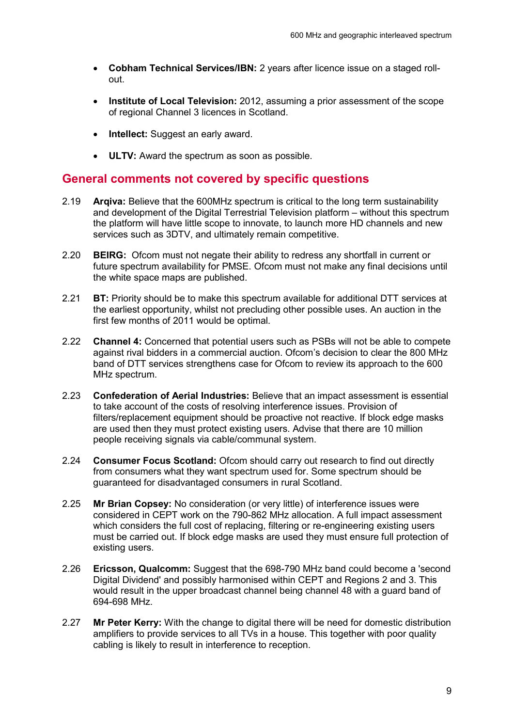- **Cobham Technical Services/IBN:** 2 years after licence issue on a staged roll-out.
- **Institute of Local Television:** 2012, assuming a prior assessment of the scope of regional Channel 3 licences in Scotland.
- **Intellect:** Suggest an early award.
- **ULTV:** Award the spectrum as soon as possible.

## General comments not covered by specific questions

2.19 **Arqiva:** Believe that the 600MHz spectrum is critical to the long term sustainability and development of the Digital Terrestrial Television platform – without this spectrum the platform will have little scope to innovate, to launch more HD channels and new services such as 3DTV, and ultimately remain competitive.

2.20 **BEIRG:** Ofcom must not negate their ability to redress any shortfall in current or future spectrum availability for PMSE. Ofcom must not make any final decisions until the white space maps are published.

2.21 **BT:** Priority should be to make this spectrum available for additional DTT services at the earliest opportunity, whilst not precluding other possible uses. An auction in the first few months of 2011 would be optimal.

2.22 **Channel 4:** Concerned that potential users such as PSBs will not be able to compete against rival bidders in a commercial auction. Ofcom's decision to clear the 800 MHz band of DTT services strengthens case for Ofcom to review its approach to the 600 MHz spectrum.

2.23 **Confederation of Aerial Industries:** Believe that an impact assessment is essential to take account of the costs of resolving interference issues. Provision of filters/replacement equipment should be proactive not reactive. If block edge masks are used then they must protect existing users. Advise that there are 10 million people receiving signals via cable/communal system.

2.24 **Consumer Focus Scotland:** Ofcom should carry out research to find out directly from consumers what they want spectrum used for. Some spectrum should be guaranteed for disadvantaged consumers in rural Scotland.

2.25 **Mr Brian Copsey:** No consideration (or very little) of interference issues were considered in CEPT work on the 790-862 MHz allocation. A full impact assessment which considers the full cost of replacing, filtering or re-engineering existing users must be carried out. If block edge masks are used they must ensure full protection of existing users.

2.26 **Ericsson, Qualcomm:** Suggest that the 698-790 MHz band could become a 'second Digital Dividend' and possibly harmonised within CEPT and Regions 2 and 3. This would result in the upper broadcast channel being channel 48 with a guard band of 694-698 MHz.

2.27 **Mr Peter Kerry:** With the change to digital there will be need for domestic distribution amplifiers to provide services to all TVs in a house. This together with poor quality cabling is likely to result in interference to reception.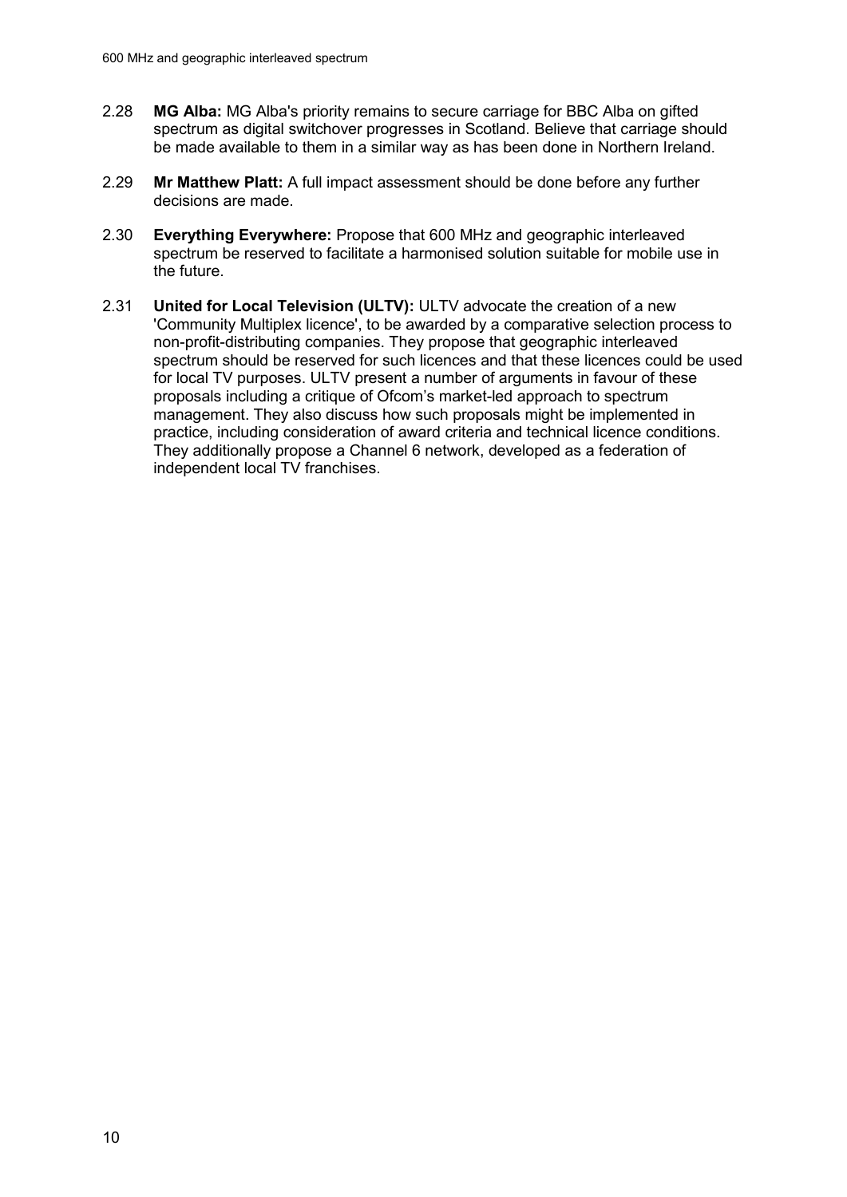2.28 **MG Alba:** MG Alba's priority remains to secure carriage for BBC Alba on gifted spectrum as digital switchover progresses in Scotland. Believe that carriage should be made available to them in a similar way as has been done in Northern Ireland.

2.29 **Mr Matthew Platt:** A full impact assessment should be done before any further decisions are made.

2.30 **Everything Everywhere:** Propose that 600 MHz and geographic interleaved spectrum be reserved to facilitate a harmonised solution suitable for mobile use in the future.

2.31 **United for Local Television (ULTV):** ULTV advocate the creation of a new 'Community Multiplex licence', to be awarded by a comparative selection process to non-profit-distributing companies. They propose that geographic interleaved spectrum should be reserved for such licences and that these licences could be used for local TV purposes. ULTV present a number of arguments in favour of these proposals including a critique of Ofcom's market-led approach to spectrum management. They also discuss how such proposals might be implemented in practice, including consideration of award criteria and technical licence conditions. They additionally propose a Channel 6 network, developed as a federation of independent local TV franchises.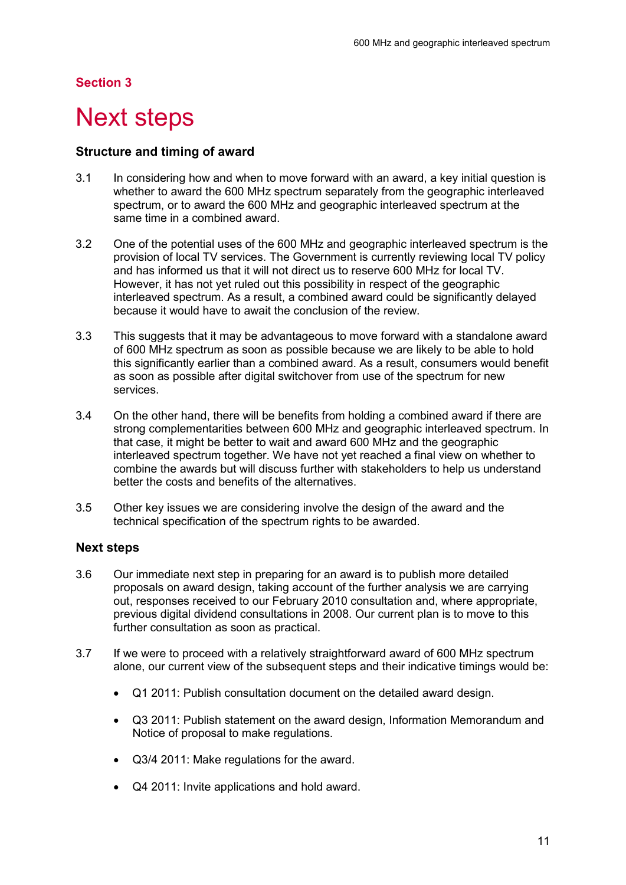## Section 3

# Next steps

### Structure and timing of award

3.1 In considering how and when to move forward with an award, a key initial question is whether to award the 600 MHz spectrum separately from the geographic interleaved spectrum, or to award the 600 MHz and geographic interleaved spectrum at the same time in a combined award.

3.2 One of the potential uses of the 600 MHz and geographic interleaved spectrum is the provision of local TV services. The Government is currently reviewing local TV policy and has informed us that it will not direct us to reserve 600 MHz for local TV. However, it has not yet ruled out this possibility in respect of the geographic interleaved spectrum. As a result, a combined award could be significantly delayed because it would have to await the conclusion of the review.

3.3 This suggests that it may be advantageous to move forward with a standalone award of 600 MHz spectrum as soon as possible because we are likely to be able to hold this significantly earlier than a combined award. As a result, consumers would benefit as soon as possible after digital switchover from use of the spectrum for new services.

3.4 On the other hand, there will be benefits from holding a combined award if there are strong complementarities between 600 MHz and geographic interleaved spectrum. In that case, it might be better to wait and award 600 MHz and the geographic interleaved spectrum together. We have not yet reached a final view on whether to combine the awards but will discuss further with stakeholders to help us understand better the costs and benefits of the alternatives.

3.5 Other key issues we are considering involve the design of the award and the technical specification of the spectrum rights to be awarded.

### Next steps

3.6 Our immediate next step in preparing for an award is to publish more detailed proposals on award design, taking account of the further analysis we are carrying out, responses received to our February 2010 consultation and, where appropriate, previous digital dividend consultations in 2008. Our current plan is to move to this further consultation as soon as practical.

3.7 If we were to proceed with a relatively straightforward award of 600 MHz spectrum alone, our current view of the subsequent steps and their indicative timings would be:

- Q1 2011: Publish consultation document on the detailed award design.
- Q3 2011: Publish statement on the award design, Information Memorandum and Notice of proposal to make regulations.
- Q3/4 2011: Make regulations for the award.
- Q4 2011: Invite applications and hold award.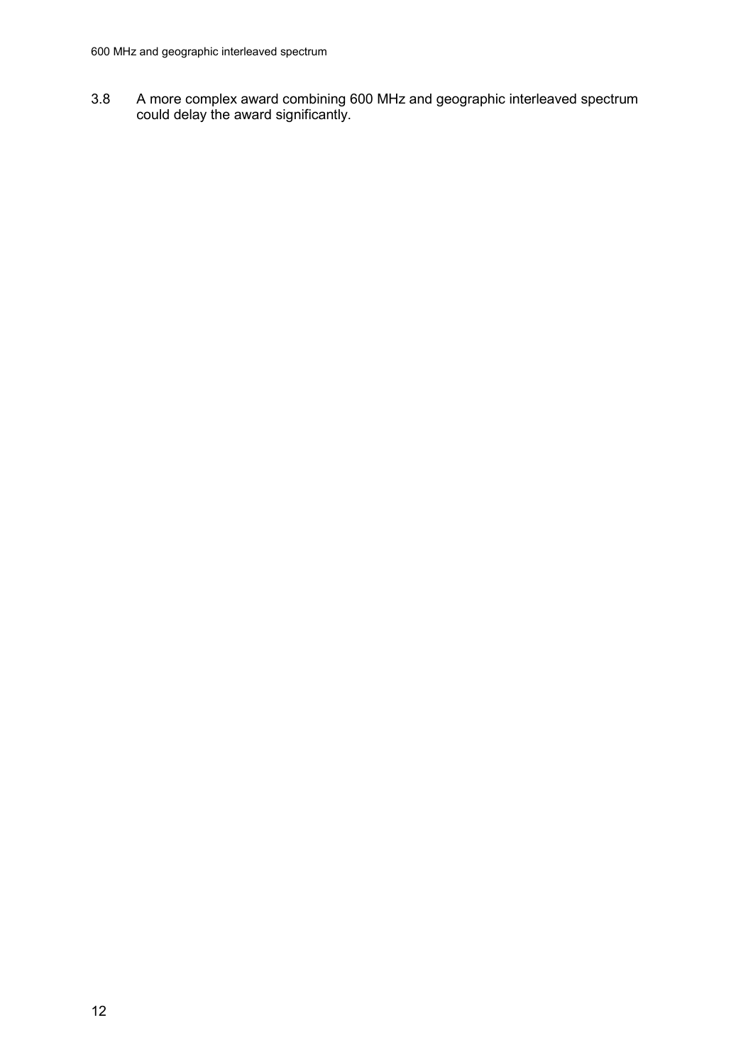3.8 A more complex award combining 600 MHz and geographic interleaved spectrum could delay the award significantly.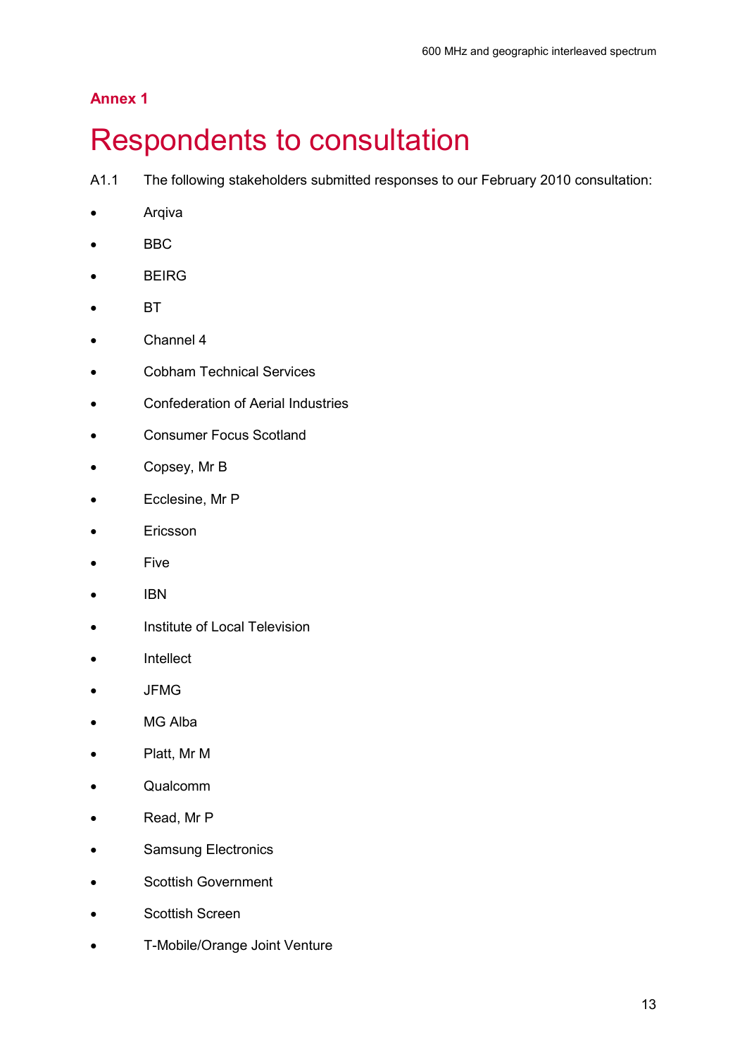## Annex 1

# Respondents to consultation

A1.1 The following stakeholders submitted responses to our February 2010 consultation:

- Arqiva
- BBC
- BEIRG
- BT
- Channel 4
- Cobham Technical Services
- Confederation of Aerial Industries
- Consumer Focus Scotland
- Copsey, Mr B
- Ecclesine, Mr P
- Ericsson
- Five
- IBN
- Institute of Local Television
- Intellect
- JFMG
- MG Alba
- Platt, Mr M
- Qualcomm
- Read, Mr P
- Samsung Electronics
- Scottish Government
- Scottish Screen
- T-Mobile/Orange Joint Venture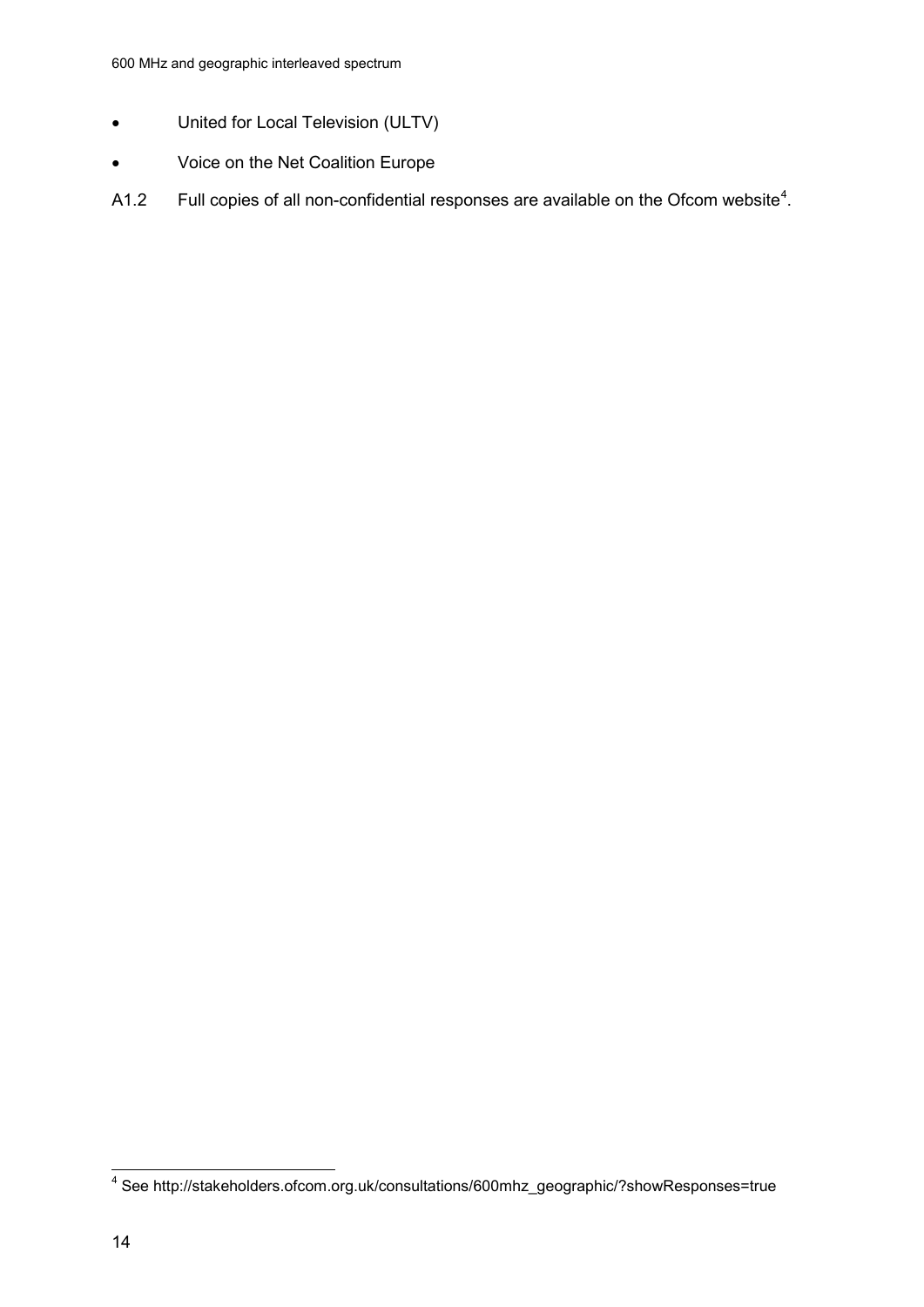- United for Local Television (ULTV)
- Voice on the Net Coalition Europe

A1.2 Full copies of all non-confidential responses are available on the Ofcom website[4].

[4] See http://stakeholders.ofcom.org.uk/consultations/600mhz_geographic/?showResponses=true